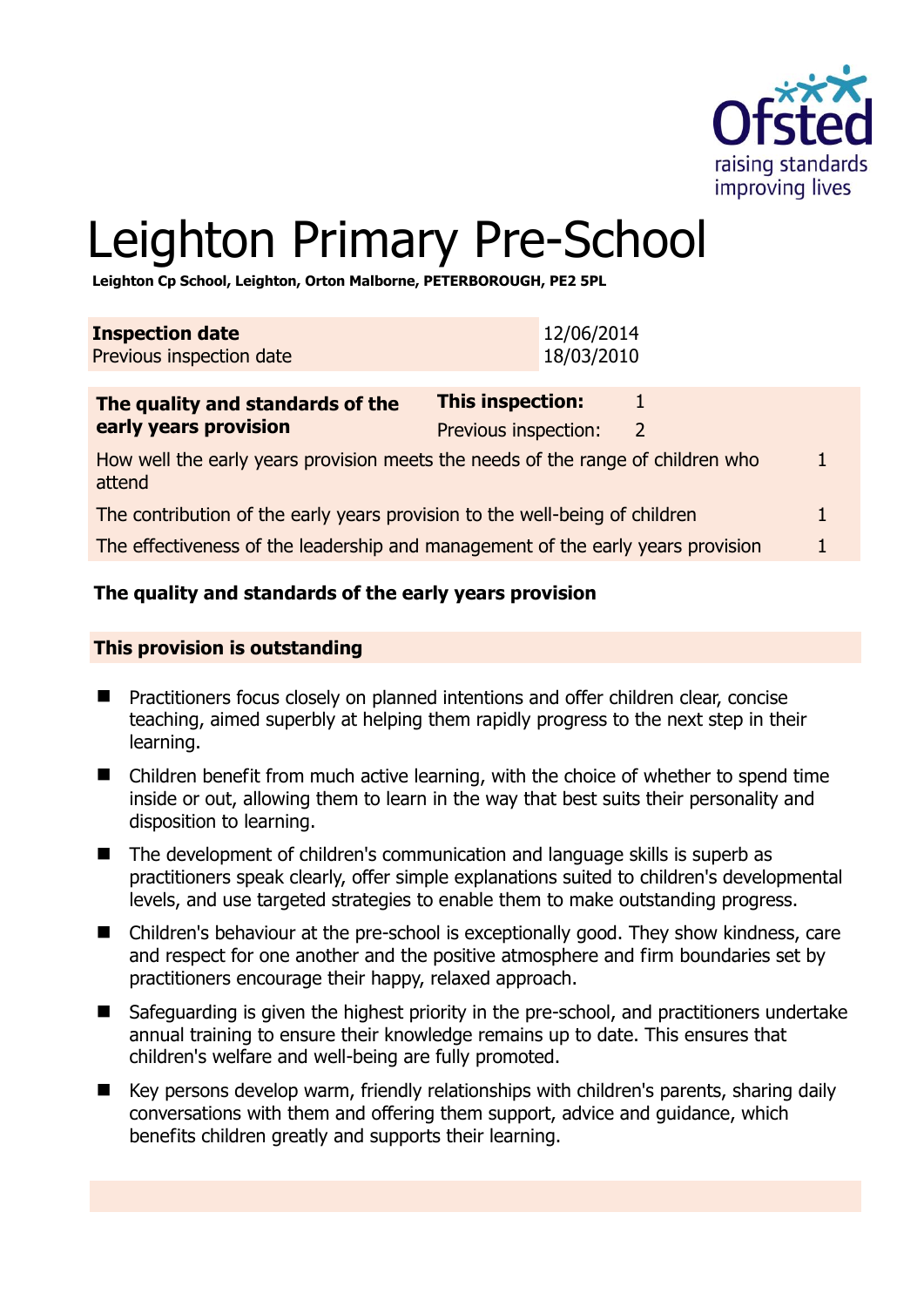# Leighton Primary Pre-School

**Leighton Cp School, Leighton, Orton Malborne, PETERBOROUGH, PE2 5PL**

| **Inspection date** | 12/06/2014 |
|---|---|
| Previous inspection date | 18/03/2010 |

| **The quality and standards of the early years provision** | **This inspection:** | 1 |
|---|---|---|
| | Previous inspection: | 2 |
| How well the early years provision meets the needs of the range of children who attend | | 1 |
| The contribution of the early years provision to the well-being of children | | 1 |
| The effectiveness of the leadership and management of the early years provision | | 1 |

## The quality and standards of the early years provision

### This provision is outstanding

- Practitioners focus closely on planned intentions and offer children clear, concise teaching, aimed superbly at helping them rapidly progress to the next step in their learning.
- Children benefit from much active learning, with the choice of whether to spend time inside or out, allowing them to learn in the way that best suits their personality and disposition to learning.
- The development of children's communication and language skills is superb as practitioners speak clearly, offer simple explanations suited to children's developmental levels, and use targeted strategies to enable them to make outstanding progress.
- Children's behaviour at the pre-school is exceptionally good. They show kindness, care and respect for one another and the positive atmosphere and firm boundaries set by practitioners encourage their happy, relaxed approach.
- Safeguarding is given the highest priority in the pre-school, and practitioners undertake annual training to ensure their knowledge remains up to date. This ensures that children's welfare and well-being are fully promoted.
- Key persons develop warm, friendly relationships with children's parents, sharing daily conversations with them and offering them support, advice and guidance, which benefits children greatly and supports their learning.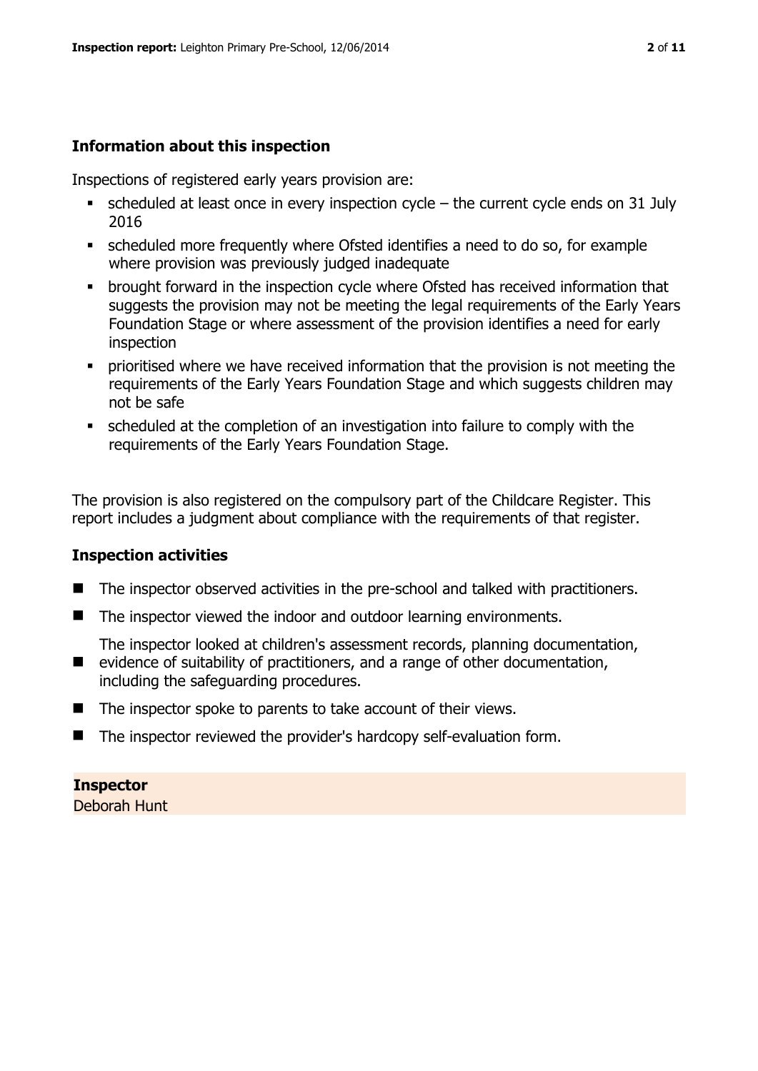## Information about this inspection

Inspections of registered early years provision are:

- scheduled at least once in every inspection cycle – the current cycle ends on 31 July 2016
- scheduled more frequently where Ofsted identifies a need to do so, for example where provision was previously judged inadequate
- brought forward in the inspection cycle where Ofsted has received information that suggests the provision may not be meeting the legal requirements of the Early Years Foundation Stage or where assessment of the provision identifies a need for early inspection
- prioritised where we have received information that the provision is not meeting the requirements of the Early Years Foundation Stage and which suggests children may not be safe
- scheduled at the completion of an investigation into failure to comply with the requirements of the Early Years Foundation Stage.

The provision is also registered on the compulsory part of the Childcare Register. This report includes a judgment about compliance with the requirements of that register.

## Inspection activities

- The inspector observed activities in the pre-school and talked with practitioners.
- The inspector viewed the indoor and outdoor learning environments.
- The inspector looked at children's assessment records, planning documentation, evidence of suitability of practitioners, and a range of other documentation, including the safeguarding procedures.
- The inspector spoke to parents to take account of their views.
- The inspector reviewed the provider's hardcopy self-evaluation form.

**Inspector**
Deborah Hunt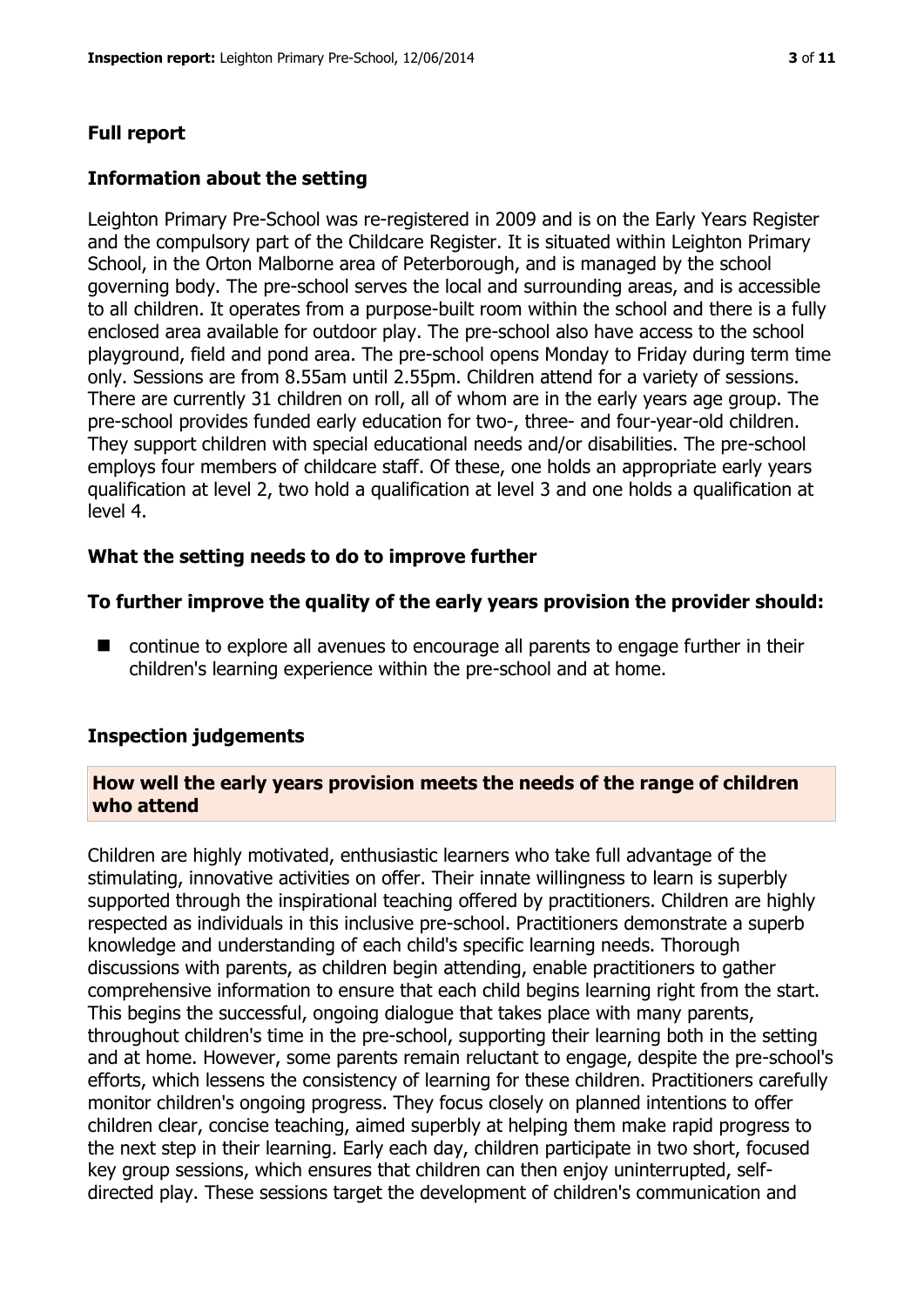## Full report

### Information about the setting

Leighton Primary Pre-School was re-registered in 2009 and is on the Early Years Register and the compulsory part of the Childcare Register. It is situated within Leighton Primary School, in the Orton Malborne area of Peterborough, and is managed by the school governing body. The pre-school serves the local and surrounding areas, and is accessible to all children. It operates from a purpose-built room within the school and there is a fully enclosed area available for outdoor play. The pre-school also have access to the school playground, field and pond area. The pre-school opens Monday to Friday during term time only. Sessions are from 8.55am until 2.55pm. Children attend for a variety of sessions. There are currently 31 children on roll, all of whom are in the early years age group. The pre-school provides funded early education for two-, three- and four-year-old children. They support children with special educational needs and/or disabilities. The pre-school employs four members of childcare staff. Of these, one holds an appropriate early years qualification at level 2, two hold a qualification at level 3 and one holds a qualification at level 4.

### What the setting needs to do to improve further

### To further improve the quality of the early years provision the provider should:

- continue to explore all avenues to encourage all parents to engage further in their children's learning experience within the pre-school and at home.

### Inspection judgements

#### How well the early years provision meets the needs of the range of children who attend

Children are highly motivated, enthusiastic learners who take full advantage of the stimulating, innovative activities on offer. Their innate willingness to learn is superbly supported through the inspirational teaching offered by practitioners. Children are highly respected as individuals in this inclusive pre-school. Practitioners demonstrate a superb knowledge and understanding of each child's specific learning needs. Thorough discussions with parents, as children begin attending, enable practitioners to gather comprehensive information to ensure that each child begins learning right from the start. This begins the successful, ongoing dialogue that takes place with many parents, throughout children's time in the pre-school, supporting their learning both in the setting and at home. However, some parents remain reluctant to engage, despite the pre-school's efforts, which lessens the consistency of learning for these children. Practitioners carefully monitor children's ongoing progress. They focus closely on planned intentions to offer children clear, concise teaching, aimed superbly at helping them make rapid progress to the next step in their learning. Early each day, children participate in two short, focused key group sessions, which ensures that children can then enjoy uninterrupted, self-directed play. These sessions target the development of children's communication and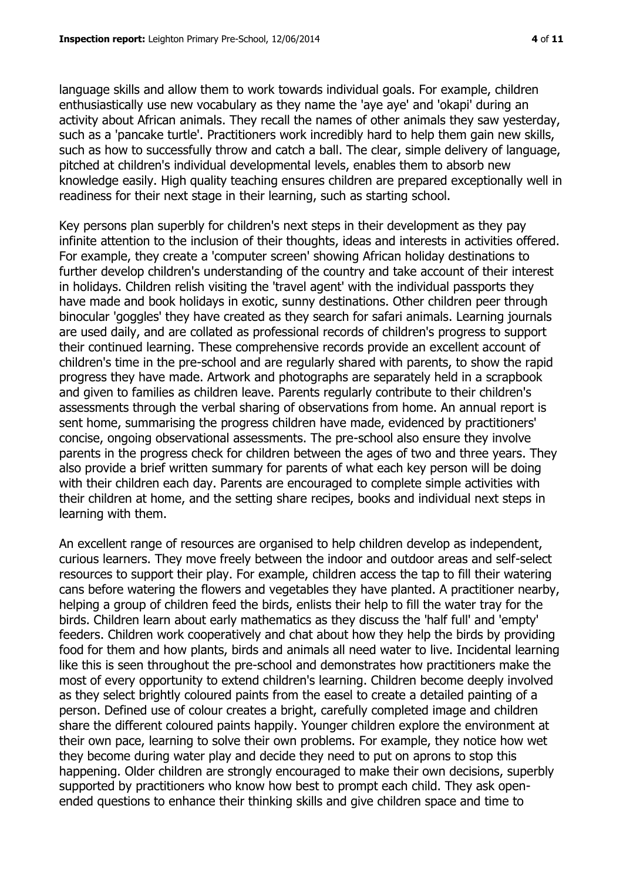language skills and allow them to work towards individual goals. For example, children enthusiastically use new vocabulary as they name the 'aye aye' and 'okapi' during an activity about African animals. They recall the names of other animals they saw yesterday, such as a 'pancake turtle'. Practitioners work incredibly hard to help them gain new skills, such as how to successfully throw and catch a ball. The clear, simple delivery of language, pitched at children's individual developmental levels, enables them to absorb new knowledge easily. High quality teaching ensures children are prepared exceptionally well in readiness for their next stage in their learning, such as starting school.

Key persons plan superbly for children's next steps in their development as they pay infinite attention to the inclusion of their thoughts, ideas and interests in activities offered. For example, they create a 'computer screen' showing African holiday destinations to further develop children's understanding of the country and take account of their interest in holidays. Children relish visiting the 'travel agent' with the individual passports they have made and book holidays in exotic, sunny destinations. Other children peer through binocular 'goggles' they have created as they search for safari animals. Learning journals are used daily, and are collated as professional records of children's progress to support their continued learning. These comprehensive records provide an excellent account of children's time in the pre-school and are regularly shared with parents, to show the rapid progress they have made. Artwork and photographs are separately held in a scrapbook and given to families as children leave. Parents regularly contribute to their children's assessments through the verbal sharing of observations from home. An annual report is sent home, summarising the progress children have made, evidenced by practitioners' concise, ongoing observational assessments. The pre-school also ensure they involve parents in the progress check for children between the ages of two and three years. They also provide a brief written summary for parents of what each key person will be doing with their children each day. Parents are encouraged to complete simple activities with their children at home, and the setting share recipes, books and individual next steps in learning with them.

An excellent range of resources are organised to help children develop as independent, curious learners. They move freely between the indoor and outdoor areas and self-select resources to support their play. For example, children access the tap to fill their watering cans before watering the flowers and vegetables they have planted. A practitioner nearby, helping a group of children feed the birds, enlists their help to fill the water tray for the birds. Children learn about early mathematics as they discuss the 'half full' and 'empty' feeders. Children work cooperatively and chat about how they help the birds by providing food for them and how plants, birds and animals all need water to live. Incidental learning like this is seen throughout the pre-school and demonstrates how practitioners make the most of every opportunity to extend children's learning. Children become deeply involved as they select brightly coloured paints from the easel to create a detailed painting of a person. Defined use of colour creates a bright, carefully completed image and children share the different coloured paints happily. Younger children explore the environment at their own pace, learning to solve their own problems. For example, they notice how wet they become during water play and decide they need to put on aprons to stop this happening. Older children are strongly encouraged to make their own decisions, superbly supported by practitioners who know how best to prompt each child. They ask open-ended questions to enhance their thinking skills and give children space and time to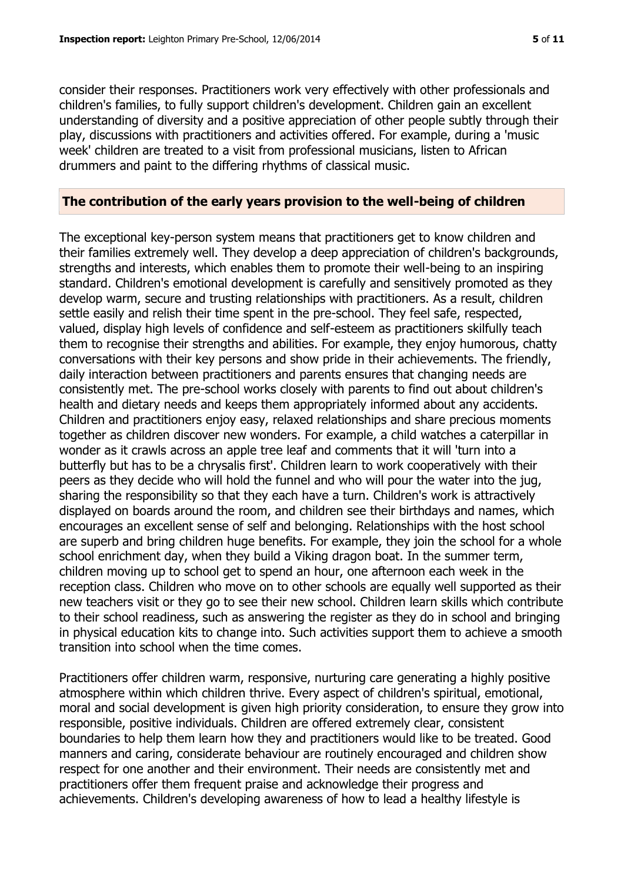consider their responses. Practitioners work very effectively with other professionals and children's families, to fully support children's development. Children gain an excellent understanding of diversity and a positive appreciation of other people subtly through their play, discussions with practitioners and activities offered. For example, during a 'music week' children are treated to a visit from professional musicians, listen to African drummers and paint to the differing rhythms of classical music.

## The contribution of the early years provision to the well-being of children

The exceptional key-person system means that practitioners get to know children and their families extremely well. They develop a deep appreciation of children's backgrounds, strengths and interests, which enables them to promote their well-being to an inspiring standard. Children's emotional development is carefully and sensitively promoted as they develop warm, secure and trusting relationships with practitioners. As a result, children settle easily and relish their time spent in the pre-school. They feel safe, respected, valued, display high levels of confidence and self-esteem as practitioners skilfully teach them to recognise their strengths and abilities. For example, they enjoy humorous, chatty conversations with their key persons and show pride in their achievements. The friendly, daily interaction between practitioners and parents ensures that changing needs are consistently met. The pre-school works closely with parents to find out about children's health and dietary needs and keeps them appropriately informed about any accidents. Children and practitioners enjoy easy, relaxed relationships and share precious moments together as children discover new wonders. For example, a child watches a caterpillar in wonder as it crawls across an apple tree leaf and comments that it will 'turn into a butterfly but has to be a chrysalis first'. Children learn to work cooperatively with their peers as they decide who will hold the funnel and who will pour the water into the jug, sharing the responsibility so that they each have a turn. Children's work is attractively displayed on boards around the room, and children see their birthdays and names, which encourages an excellent sense of self and belonging. Relationships with the host school are superb and bring children huge benefits. For example, they join the school for a whole school enrichment day, when they build a Viking dragon boat. In the summer term, children moving up to school get to spend an hour, one afternoon each week in the reception class. Children who move on to other schools are equally well supported as their new teachers visit or they go to see their new school. Children learn skills which contribute to their school readiness, such as answering the register as they do in school and bringing in physical education kits to change into. Such activities support them to achieve a smooth transition into school when the time comes.

Practitioners offer children warm, responsive, nurturing care generating a highly positive atmosphere within which children thrive. Every aspect of children's spiritual, emotional, moral and social development is given high priority consideration, to ensure they grow into responsible, positive individuals. Children are offered extremely clear, consistent boundaries to help them learn how they and practitioners would like to be treated. Good manners and caring, considerate behaviour are routinely encouraged and children show respect for one another and their environment. Their needs are consistently met and practitioners offer them frequent praise and acknowledge their progress and achievements. Children's developing awareness of how to lead a healthy lifestyle is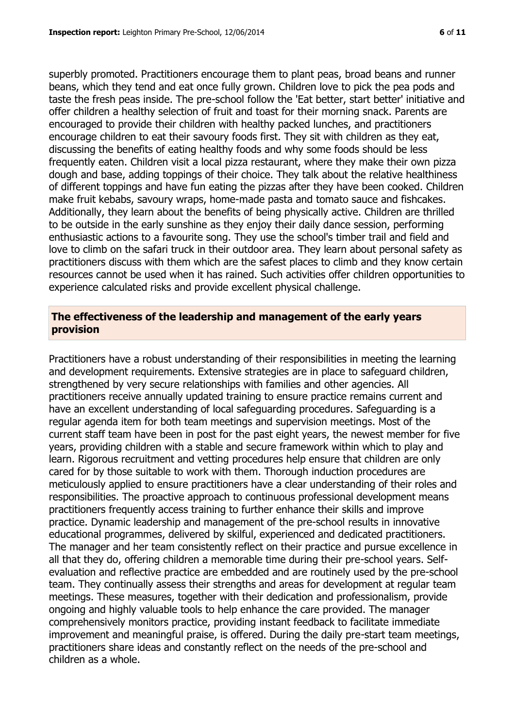superbly promoted. Practitioners encourage them to plant peas, broad beans and runner beans, which they tend and eat once fully grown. Children love to pick the pea pods and taste the fresh peas inside. The pre-school follow the 'Eat better, start better' initiative and offer children a healthy selection of fruit and toast for their morning snack. Parents are encouraged to provide their children with healthy packed lunches, and practitioners encourage children to eat their savoury foods first. They sit with children as they eat, discussing the benefits of eating healthy foods and why some foods should be less frequently eaten. Children visit a local pizza restaurant, where they make their own pizza dough and base, adding toppings of their choice. They talk about the relative healthiness of different toppings and have fun eating the pizzas after they have been cooked. Children make fruit kebabs, savoury wraps, home-made pasta and tomato sauce and fishcakes. Additionally, they learn about the benefits of being physically active. Children are thrilled to be outside in the early sunshine as they enjoy their daily dance session, performing enthusiastic actions to a favourite song. They use the school's timber trail and field and love to climb on the safari truck in their outdoor area. They learn about personal safety as practitioners discuss with them which are the safest places to climb and they know certain resources cannot be used when it has rained. Such activities offer children opportunities to experience calculated risks and provide excellent physical challenge.

## The effectiveness of the leadership and management of the early years provision

Practitioners have a robust understanding of their responsibilities in meeting the learning and development requirements. Extensive strategies are in place to safeguard children, strengthened by very secure relationships with families and other agencies. All practitioners receive annually updated training to ensure practice remains current and have an excellent understanding of local safeguarding procedures. Safeguarding is a regular agenda item for both team meetings and supervision meetings. Most of the current staff team have been in post for the past eight years, the newest member for five years, providing children with a stable and secure framework within which to play and learn. Rigorous recruitment and vetting procedures help ensure that children are only cared for by those suitable to work with them. Thorough induction procedures are meticulously applied to ensure practitioners have a clear understanding of their roles and responsibilities. The proactive approach to continuous professional development means practitioners frequently access training to further enhance their skills and improve practice. Dynamic leadership and management of the pre-school results in innovative educational programmes, delivered by skilful, experienced and dedicated practitioners. The manager and her team consistently reflect on their practice and pursue excellence in all that they do, offering children a memorable time during their pre-school years. Self-evaluation and reflective practice are embedded and are routinely used by the pre-school team. They continually assess their strengths and areas for development at regular team meetings. These measures, together with their dedication and professionalism, provide ongoing and highly valuable tools to help enhance the care provided. The manager comprehensively monitors practice, providing instant feedback to facilitate immediate improvement and meaningful praise, is offered. During the daily pre-start team meetings, practitioners share ideas and constantly reflect on the needs of the pre-school and children as a whole.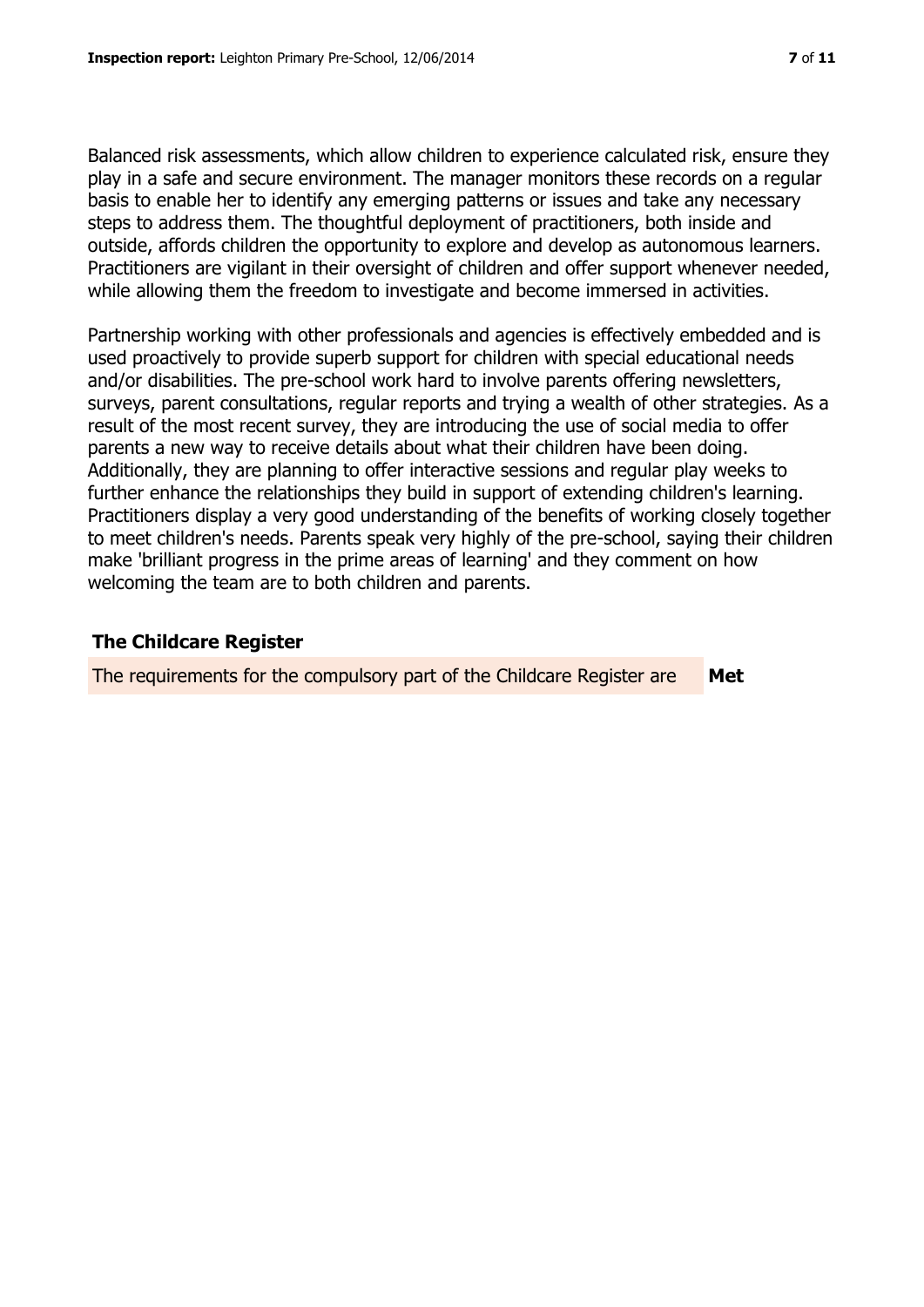Balanced risk assessments, which allow children to experience calculated risk, ensure they play in a safe and secure environment. The manager monitors these records on a regular basis to enable her to identify any emerging patterns or issues and take any necessary steps to address them. The thoughtful deployment of practitioners, both inside and outside, affords children the opportunity to explore and develop as autonomous learners. Practitioners are vigilant in their oversight of children and offer support whenever needed, while allowing them the freedom to investigate and become immersed in activities.

Partnership working with other professionals and agencies is effectively embedded and is used proactively to provide superb support for children with special educational needs and/or disabilities. The pre-school work hard to involve parents offering newsletters, surveys, parent consultations, regular reports and trying a wealth of other strategies. As a result of the most recent survey, they are introducing the use of social media to offer parents a new way to receive details about what their children have been doing. Additionally, they are planning to offer interactive sessions and regular play weeks to further enhance the relationships they build in support of extending children's learning. Practitioners display a very good understanding of the benefits of working closely together to meet children's needs. Parents speak very highly of the pre-school, saying their children make 'brilliant progress in the prime areas of learning' and they comment on how welcoming the team are to both children and parents.

## The Childcare Register

| The requirements for the compulsory part of the Childcare Register are | **Met** |
|---|---|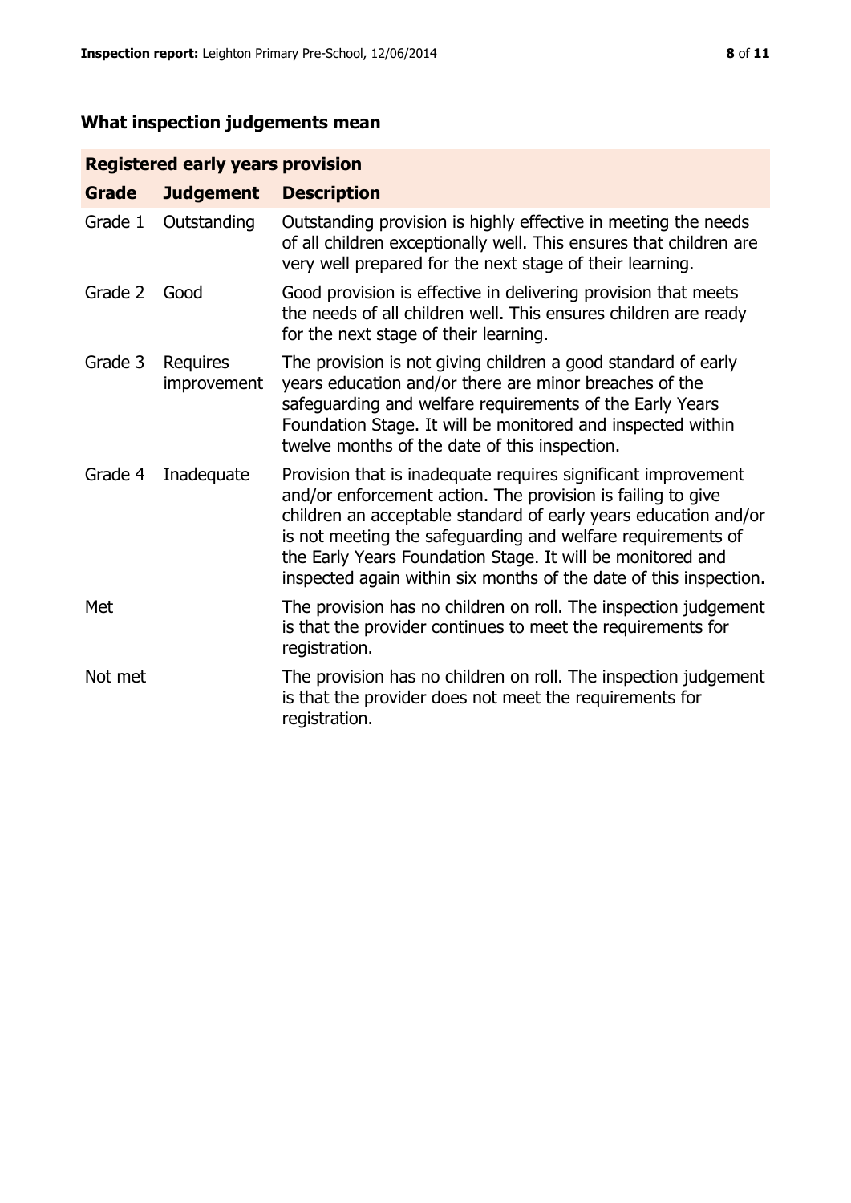## What inspection judgements mean

| Registered early years provision | | |
|---|---|---|
| **Grade** | **Judgement** | **Description** |
| Grade 1 | Outstanding | Outstanding provision is highly effective in meeting the needs of all children exceptionally well. This ensures that children are very well prepared for the next stage of their learning. |
| Grade 2 | Good | Good provision is effective in delivering provision that meets the needs of all children well. This ensures children are ready for the next stage of their learning. |
| Grade 3 | Requires improvement | The provision is not giving children a good standard of early years education and/or there are minor breaches of the safeguarding and welfare requirements of the Early Years Foundation Stage. It will be monitored and inspected within twelve months of the date of this inspection. |
| Grade 4 | Inadequate | Provision that is inadequate requires significant improvement and/or enforcement action. The provision is failing to give children an acceptable standard of early years education and/or is not meeting the safeguarding and welfare requirements of the Early Years Foundation Stage. It will be monitored and inspected again within six months of the date of this inspection. |
| Met | | The provision has no children on roll. The inspection judgement is that the provider continues to meet the requirements for registration. |
| Not met | | The provision has no children on roll. The inspection judgement is that the provider does not meet the requirements for registration. |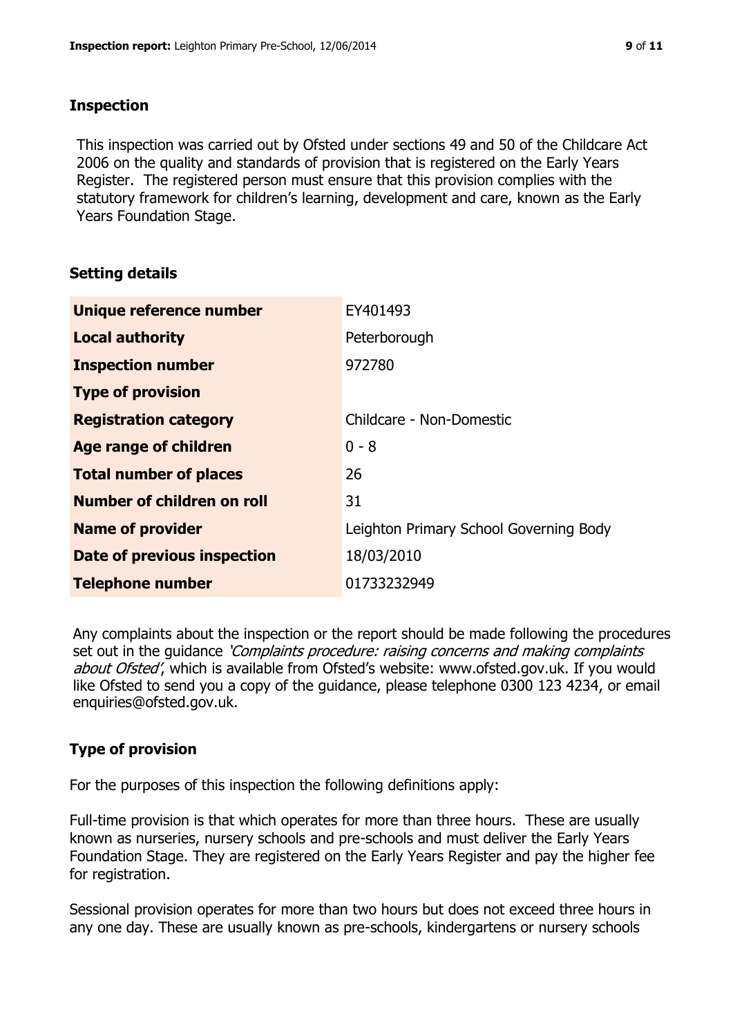## Inspection

This inspection was carried out by Ofsted under sections 49 and 50 of the Childcare Act 2006 on the quality and standards of provision that is registered on the Early Years Register. The registered person must ensure that this provision complies with the statutory framework for children's learning, development and care, known as the Early Years Foundation Stage.

## Setting details

| | |
|---|---|
| **Unique reference number** | EY401493 |
| **Local authority** | Peterborough |
| **Inspection number** | 972780 |
| **Type of provision** | |
| **Registration category** | Childcare - Non-Domestic |
| **Age range of children** | 0 - 8 |
| **Total number of places** | 26 |
| **Number of children on roll** | 31 |
| **Name of provider** | Leighton Primary School Governing Body |
| **Date of previous inspection** | 18/03/2010 |
| **Telephone number** | 01733232949 |

Any complaints about the inspection or the report should be made following the procedures set out in the guidance *'Complaints procedure: raising concerns and making complaints about Ofsted'*, which is available from Ofsted's website: www.ofsted.gov.uk. If you would like Ofsted to send you a copy of the guidance, please telephone 0300 123 4234, or email enquiries@ofsted.gov.uk.

## Type of provision

For the purposes of this inspection the following definitions apply:

Full-time provision is that which operates for more than three hours. These are usually known as nurseries, nursery schools and pre-schools and must deliver the Early Years Foundation Stage. They are registered on the Early Years Register and pay the higher fee for registration.

Sessional provision operates for more than two hours but does not exceed three hours in any one day. These are usually known as pre-schools, kindergartens or nursery schools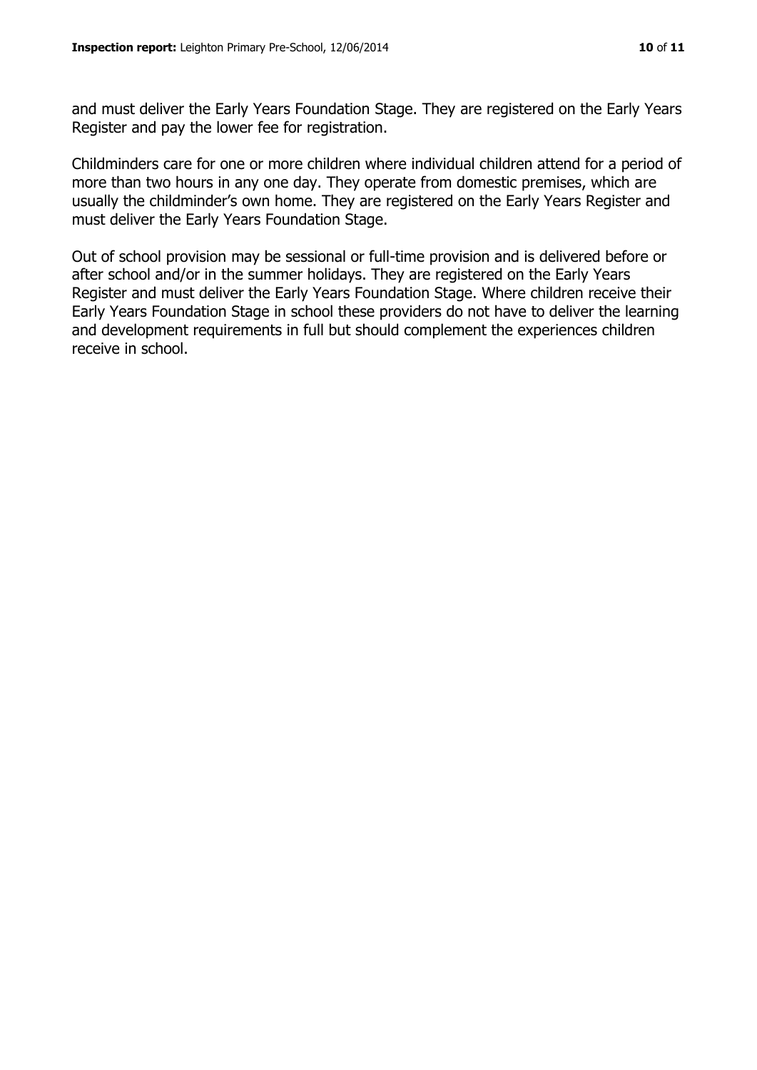and must deliver the Early Years Foundation Stage. They are registered on the Early Years Register and pay the lower fee for registration.

Childminders care for one or more children where individual children attend for a period of more than two hours in any one day. They operate from domestic premises, which are usually the childminder's own home. They are registered on the Early Years Register and must deliver the Early Years Foundation Stage.

Out of school provision may be sessional or full-time provision and is delivered before or after school and/or in the summer holidays. They are registered on the Early Years Register and must deliver the Early Years Foundation Stage. Where children receive their Early Years Foundation Stage in school these providers do not have to deliver the learning and development requirements in full but should complement the experiences children receive in school.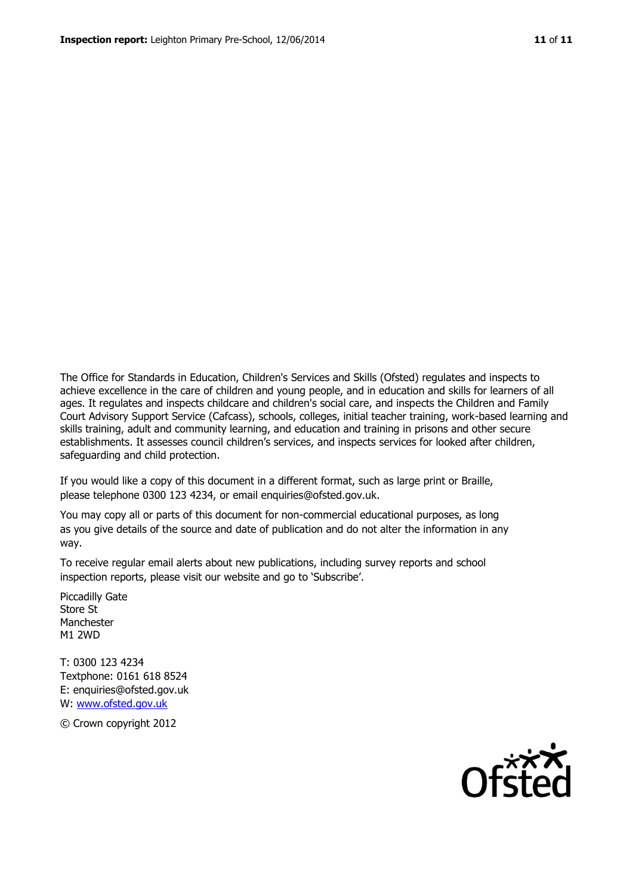The Office for Standards in Education, Children's Services and Skills (Ofsted) regulates and inspects to achieve excellence in the care of children and young people, and in education and skills for learners of all ages. It regulates and inspects childcare and children's social care, and inspects the Children and Family Court Advisory Support Service (Cafcass), schools, colleges, initial teacher training, work-based learning and skills training, adult and community learning, and education and training in prisons and other secure establishments. It assesses council children's services, and inspects services for looked after children, safeguarding and child protection.

If you would like a copy of this document in a different format, such as large print or Braille, please telephone 0300 123 4234, or email enquiries@ofsted.gov.uk.

You may copy all or parts of this document for non-commercial educational purposes, as long as you give details of the source and date of publication and do not alter the information in any way.

To receive regular email alerts about new publications, including survey reports and school inspection reports, please visit our website and go to 'Subscribe'.

Piccadilly Gate
Store St
Manchester
M1 2WD

T: 0300 123 4234
Textphone: 0161 618 8524
E: enquiries@ofsted.gov.uk
W: www.ofsted.gov.uk

© Crown copyright 2012